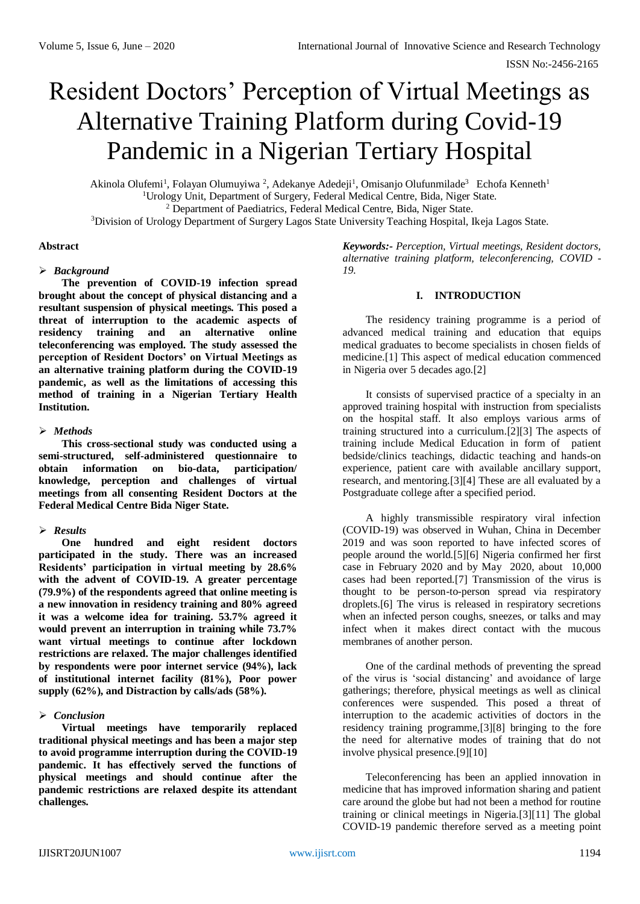# Resident Doctors' Perception of Virtual Meetings as Alternative Training Platform during Covid-19 Pandemic in a Nigerian Tertiary Hospital

Akinola Olufemi[1], Folayan Olumuyiwa [2], Adekanye Adedeji[1], Omisanjo Olufunmilade[3] Echofa Kenneth[1]

[1]Urology Unit, Department of Surgery, Federal Medical Centre, Bida, Niger State.

[2] Department of Paediatrics, Federal Medical Centre, Bida, Niger State.

[3]Division of Urology Department of Surgery Lagos State University Teaching Hospital, Ikeja Lagos State.

**Abstract**

- ***Background***

**The prevention of COVID-19 infection spread brought about the concept of physical distancing and a resultant suspension of physical meetings. This posed a threat of interruption to the academic aspects of residency training and an alternative online teleconferencing was employed. The study assessed the perception of Resident Doctors' on Virtual Meetings as an alternative training platform during the COVID-19 pandemic, as well as the limitations of accessing this method of training in a Nigerian Tertiary Health Institution.**

- ***Methods***

**This cross-sectional study was conducted using a semi-structured, self-administered questionnaire to obtain information on bio-data, participation/ knowledge, perception and challenges of virtual meetings from all consenting Resident Doctors at the Federal Medical Centre Bida Niger State.**

- ***Results***

**One hundred and eight resident doctors participated in the study. There was an increased Residents' participation in virtual meeting by 28.6% with the advent of COVID-19. A greater percentage (79.9%) of the respondents agreed that online meeting is a new innovation in residency training and 80% agreed it was a welcome idea for training. 53.7% agreed it would prevent an interruption in training while 73.7% want virtual meetings to continue after lockdown restrictions are relaxed. The major challenges identified by respondents were poor internet service (94%), lack of institutional internet facility (81%), Poor power supply (62%), and Distraction by calls/ads (58%).**

- ***Conclusion***

**Virtual meetings have temporarily replaced traditional physical meetings and has been a major step to avoid programme interruption during the COVID-19 pandemic. It has effectively served the functions of physical meetings and should continue after the pandemic restrictions are relaxed despite its attendant challenges.**

***Keywords:-*** *Perception, Virtual meetings, Resident doctors, alternative training platform, teleconferencing, COVID - 19.*

## I. INTRODUCTION

The residency training programme is a period of advanced medical training and education that equips medical graduates to become specialists in chosen fields of medicine.[1] This aspect of medical education commenced in Nigeria over 5 decades ago.[2]

It consists of supervised practice of a specialty in an approved training hospital with instruction from specialists on the hospital staff. It also employs various arms of training structured into a curriculum.[2][3] The aspects of training include Medical Education in form of patient bedside/clinics teachings, didactic teaching and hands-on experience, patient care with available ancillary support, research, and mentoring.[3][4] These are all evaluated by a Postgraduate college after a specified period.

A highly transmissible respiratory viral infection (COVID-19) was observed in Wuhan, China in December 2019 and was soon reported to have infected scores of people around the world.[5][6] Nigeria confirmed her first case in February 2020 and by May 2020, about 10,000 cases had been reported.[7] Transmission of the virus is thought to be person-to-person spread via respiratory droplets.[6] The virus is released in respiratory secretions when an infected person coughs, sneezes, or talks and may infect when it makes direct contact with the mucous membranes of another person.

One of the cardinal methods of preventing the spread of the virus is 'social distancing' and avoidance of large gatherings; therefore, physical meetings as well as clinical conferences were suspended. This posed a threat of interruption to the academic activities of doctors in the residency training programme,[3][8] bringing to the fore the need for alternative modes of training that do not involve physical presence.[9][10]

Teleconferencing has been an applied innovation in medicine that has improved information sharing and patient care around the globe but had not been a method for routine training or clinical meetings in Nigeria.[3][11] The global COVID-19 pandemic therefore served as a meeting point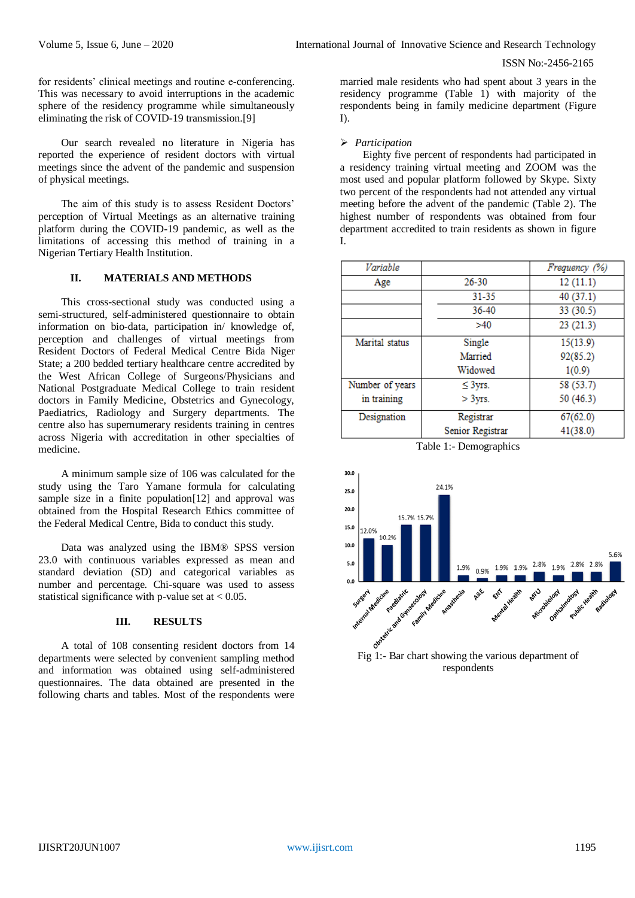for residents' clinical meetings and routine e-conferencing. This was necessary to avoid interruptions in the academic sphere of the residency programme while simultaneously eliminating the risk of COVID-19 transmission.[9]

Our search revealed no literature in Nigeria has reported the experience of resident doctors with virtual meetings since the advent of the pandemic and suspension of physical meetings.

The aim of this study is to assess Resident Doctors' perception of Virtual Meetings as an alternative training platform during the COVID-19 pandemic, as well as the limitations of accessing this method of training in a Nigerian Tertiary Health Institution.

## II. MATERIALS AND METHODS

This cross-sectional study was conducted using a semi-structured, self-administered questionnaire to obtain information on bio-data, participation in/ knowledge of, perception and challenges of virtual meetings from Resident Doctors of Federal Medical Centre Bida Niger State; a 200 bedded tertiary healthcare centre accredited by the West African College of Surgeons/Physicians and National Postgraduate Medical College to train resident doctors in Family Medicine, Obstetrics and Gynecology, Paediatrics, Radiology and Surgery departments. The centre also has supernumerary residents training in centres across Nigeria with accreditation in other specialties of medicine.

A minimum sample size of 106 was calculated for the study using the Taro Yamane formula for calculating sample size in a finite population[12] and approval was obtained from the Hospital Research Ethics committee of the Federal Medical Centre, Bida to conduct this study.

Data was analyzed using the IBM® SPSS version 23.0 with continuous variables expressed as mean and standard deviation (SD) and categorical variables as number and percentage. Chi-square was used to assess statistical significance with p-value set at $< 0.05$.

## III. RESULTS

A total of 108 consenting resident doctors from 14 departments were selected by convenient sampling method and information was obtained using self-administered questionnaires. The data obtained are presented in the following charts and tables. Most of the respondents were married male residents who had spent about 3 years in the residency programme (Table 1) with majority of the respondents being in family medicine department (Figure I).

### ➢ *Participation*

Eighty five percent of respondents had participated in a residency training virtual meeting and ZOOM was the most used and popular platform followed by Skype. Sixty two percent of the respondents had not attended any virtual meeting before the advent of the pandemic (Table 2). The highest number of respondents was obtained from four department accredited to train residents as shown in figure I.

| *Variable* | | *Frequency (%)* |
|---|---|---|
| Age | 26-30 | 12 (11.1) |
| | 31-35 | 40 (37.1) |
| | 36-40 | 33 (30.5) |
| | >40 | 23 (21.3) |
| Marital status | Single | 15(13.9) |
| | Married | 92(85.2) |
| | Widowed | 1(0.9) |
| Number of years in training | ≤ 3yrs. | 58 (53.7) |
| | > 3yrs. | 50 (46.3) |
| Designation | Registrar | 67(62.0) |
| | Senior Registrar | 41(38.0) |

Table 1:- Demographics

| Department | Percentage |
|---|---|
| Surgery | 12.0% |
| Internal Medicine | 10.2% |
| Paediatric | 15.7% |
| Obstetric and Gynaecology | 15.7% |
| Family Medicine | 24.1% |
| Anasthesia | 1.9% |
| A&E | 0.9% |
| ENT | 1.9% |
| Mental Health | 1.9% |
| MFU | 2.8% |
| Microbiology | 1.9% |
| Opthalmology | 2.8% |
| Public Health | 2.8% |
| Radiology | 5.6% |

Fig 1:- Bar chart showing the various department of respondents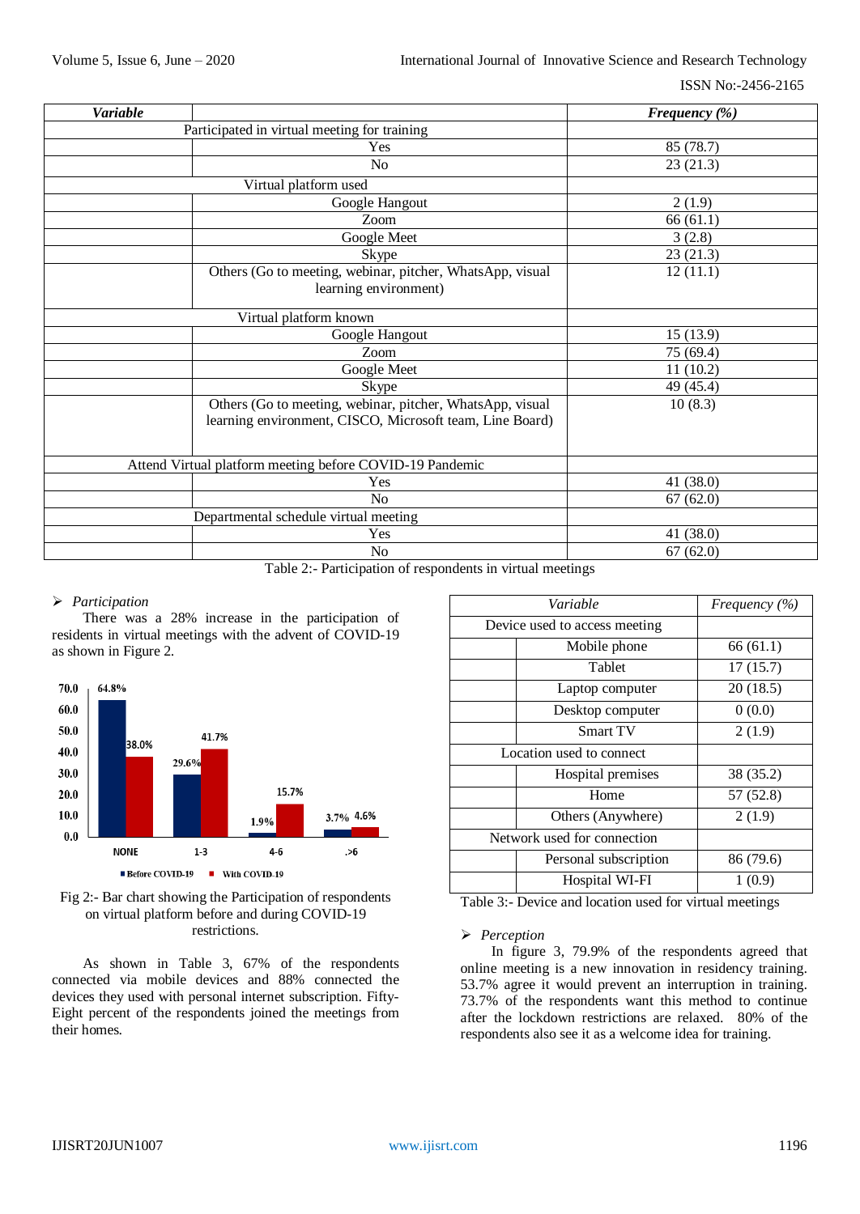| Variable | | Frequency (%) |
|---|---|---|
| Participated in virtual meeting for training | | |
| | Yes | 85 (78.7) |
| | No | 23 (21.3) |
| Virtual platform used | | |
| | Google Hangout | 2 (1.9) |
| | Zoom | 66 (61.1) |
| | Google Meet | 3 (2.8) |
| | Skype | 23 (21.3) |
| | Others (Go to meeting, webinar, pitcher, WhatsApp, visual learning environment) | 12 (11.1) |
| Virtual platform known | | |
| | Google Hangout | 15 (13.9) |
| | Zoom | 75 (69.4) |
| | Google Meet | 11 (10.2) |
| | Skype | 49 (45.4) |
| | Others (Go to meeting, webinar, pitcher, WhatsApp, visual learning environment, CISCO, Microsoft team, Line Board) | 10 (8.3) |
| Attend Virtual platform meeting before COVID-19 Pandemic | | |
| | Yes | 41 (38.0) |
| | No | 67 (62.0) |
| Departmental schedule virtual meeting | | |
| | Yes | 41 (38.0) |
| | No | 67 (62.0) |

Table 2:- Participation of respondents in virtual meetings

➢ *Participation*

There was a 28% increase in the participation of residents in virtual meetings with the advent of COVID-19 as shown in Figure 2.

Fig 2:- Bar chart showing the Participation of respondents on virtual platform before and during COVID-19 restrictions.

As shown in Table 3, 67% of the respondents connected via mobile devices and 88% connected the devices they used with personal internet subscription. Fifty-Eight percent of the respondents joined the meetings from their homes.

| Variable | | Frequency (%) |
|---|---|---|
| Device used to access meeting | | |
| | Mobile phone | 66 (61.1) |
| | Tablet | 17 (15.7) |
| | Laptop computer | 20 (18.5) |
| | Desktop computer | 0 (0.0) |
| | Smart TV | 2 (1.9) |
| Location used to connect | | |
| | Hospital premises | 38 (35.2) |
| | Home | 57 (52.8) |
| | Others (Anywhere) | 2 (1.9) |
| Network used for connection | | |
| | Personal subscription | 86 (79.6) |
| | Hospital WI-FI | 1 (0.9) |

Table 3:- Device and location used for virtual meetings

➢ *Perception*

In figure 3, 79.9% of the respondents agreed that online meeting is a new innovation in residency training. 53.7% agree it would prevent an interruption in training. 73.7% of the respondents want this method to continue after the lockdown restrictions are relaxed. 80% of the respondents also see it as a welcome idea for training.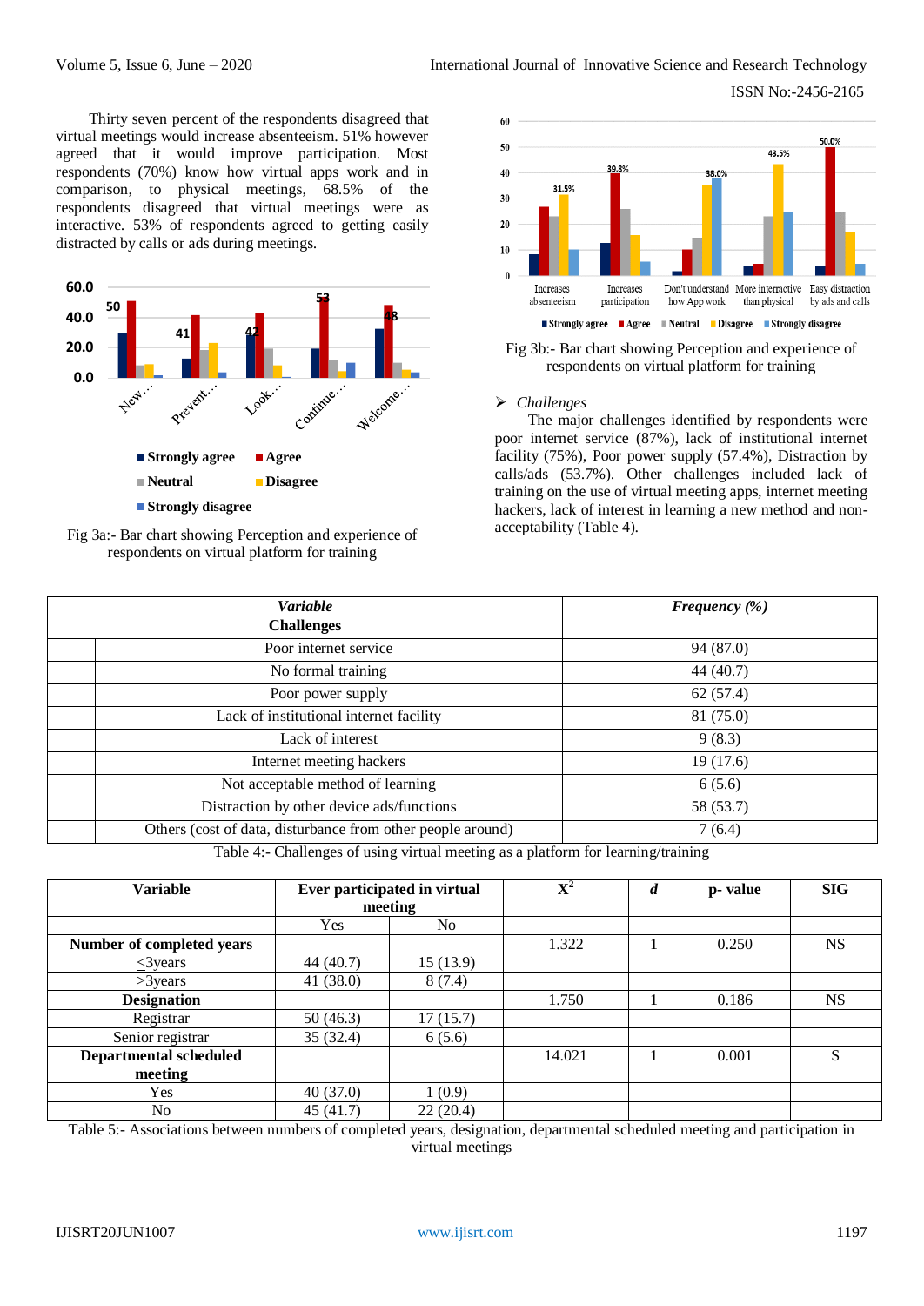Thirty seven percent of the respondents disagreed that virtual meetings would increase absenteeism. 51% however agreed that it would improve participation. Most respondents (70%) know how virtual apps work and in comparison, to physical meetings, 68.5% of the respondents disagreed that virtual meetings were as interactive. 53% of respondents agreed to getting easily distracted by calls or ads during meetings.

Fig 3a:- Bar chart showing Perception and experience of respondents on virtual platform for training

Fig 3b:- Bar chart showing Perception and experience of respondents on virtual platform for training

➢ *Challenges*

The major challenges identified by respondents were poor internet service (87%), lack of institutional internet facility (75%), Poor power supply (57.4%), Distraction by calls/ads (53.7%). Other challenges included lack of training on the use of virtual meeting apps, internet meeting hackers, lack of interest in learning a new method and non-acceptability (Table 4).

| | ***Variable*** | ***Frequency (%)*** |
|---|---|---|
| **Challenges** | | |
| | Poor internet service | 94 (87.0) |
| | No formal training | 44 (40.7) |
| | Poor power supply | 62 (57.4) |
| | Lack of institutional internet facility | 81 (75.0) |
| | Lack of interest | 9 (8.3) |
| | Internet meeting hackers | 19 (17.6) |
| | Not acceptable method of learning | 6 (5.6) |
| | Distraction by other device ads/functions | 58 (53.7) |
| | Others (cost of data, disturbance from other people around) | 7 (6.4) |

Table 4:- Challenges of using virtual meeting as a platform for learning/training

| **Variable** | **Ever participated in virtual meeting** | | **$X^2$** | ***d*** | **p- value** | **SIG** |
|---|---|---|---|---|---|---|
| | Yes | No | | | | |
| **Number of completed years** | | | 1.322 | 1 | 0.250 | NS |
| ≤3years | 44 (40.7) | 15 (13.9) | | | | |
| >3years | 41 (38.0) | 8 (7.4) | | | | |
| **Designation** | | | 1.750 | 1 | 0.186 | NS |
| Registrar | 50 (46.3) | 17 (15.7) | | | | |
| Senior registrar | 35 (32.4) | 6 (5.6) | | | | |
| **Departmental scheduled meeting** | | | 14.021 | 1 | 0.001 | S |
| Yes | 40 (37.0) | 1 (0.9) | | | | |
| No | 45 (41.7) | 22 (20.4) | | | | |

Table 5:- Associations between numbers of completed years, designation, departmental scheduled meeting and participation in virtual meetings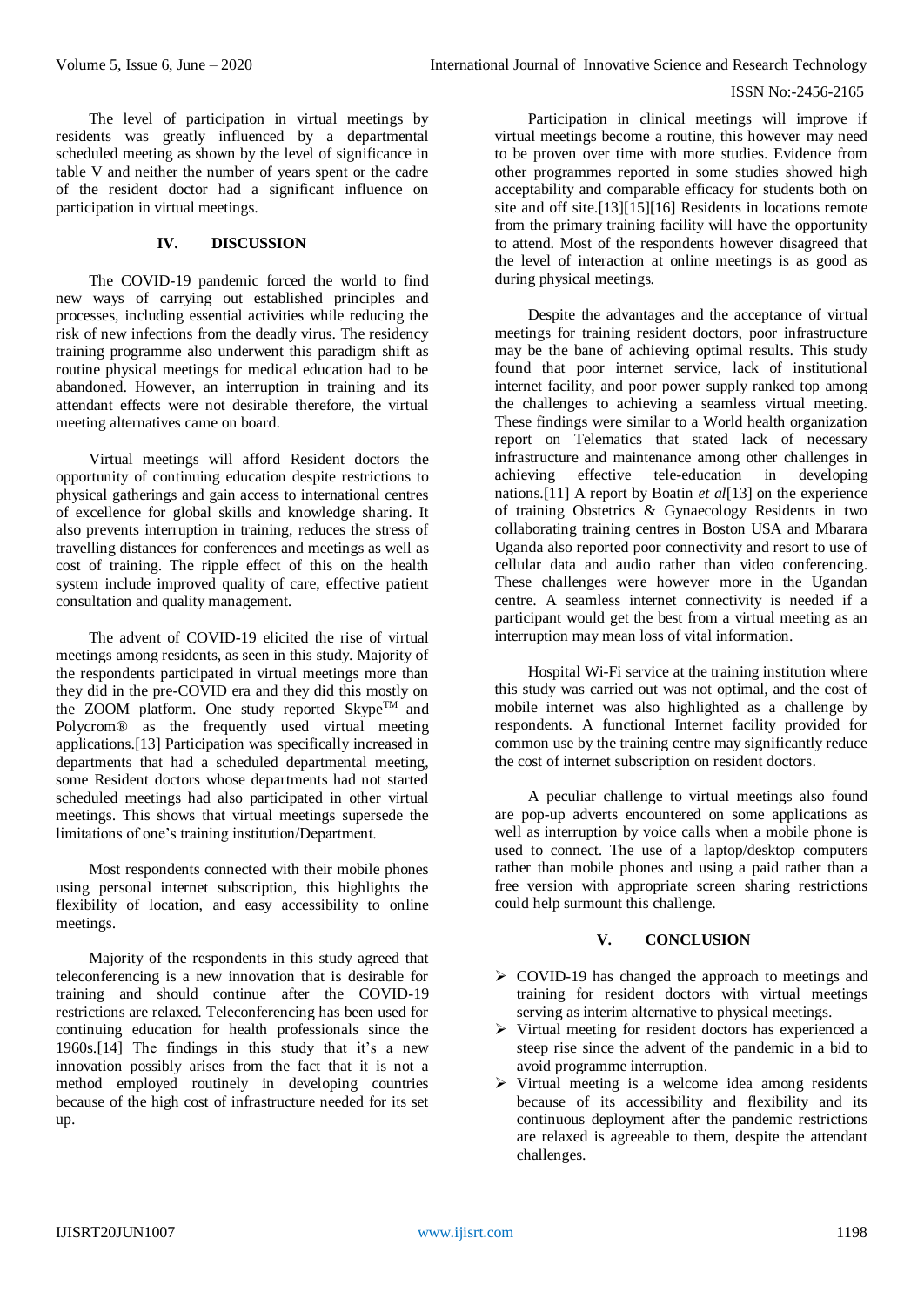The level of participation in virtual meetings by residents was greatly influenced by a departmental scheduled meeting as shown by the level of significance in table V and neither the number of years spent or the cadre of the resident doctor had a significant influence on participation in virtual meetings.

## IV. DISCUSSION

The COVID-19 pandemic forced the world to find new ways of carrying out established principles and processes, including essential activities while reducing the risk of new infections from the deadly virus. The residency training programme also underwent this paradigm shift as routine physical meetings for medical education had to be abandoned. However, an interruption in training and its attendant effects were not desirable therefore, the virtual meeting alternatives came on board.

Virtual meetings will afford Resident doctors the opportunity of continuing education despite restrictions to physical gatherings and gain access to international centres of excellence for global skills and knowledge sharing. It also prevents interruption in training, reduces the stress of travelling distances for conferences and meetings as well as cost of training. The ripple effect of this on the health system include improved quality of care, effective patient consultation and quality management.

The advent of COVID-19 elicited the rise of virtual meetings among residents, as seen in this study. Majority of the respondents participated in virtual meetings more than they did in the pre-COVID era and they did this mostly on the ZOOM platform. One study reported Skype™ and Polycrom® as the frequently used virtual meeting applications.[13] Participation was specifically increased in departments that had a scheduled departmental meeting, some Resident doctors whose departments had not started scheduled meetings had also participated in other virtual meetings. This shows that virtual meetings supersede the limitations of one's training institution/Department.

Most respondents connected with their mobile phones using personal internet subscription, this highlights the flexibility of location, and easy accessibility to online meetings.

Majority of the respondents in this study agreed that teleconferencing is a new innovation that is desirable for training and should continue after the COVID-19 restrictions are relaxed. Teleconferencing has been used for continuing education for health professionals since the 1960s.[14] The findings in this study that it's a new innovation possibly arises from the fact that it is not a method employed routinely in developing countries because of the high cost of infrastructure needed for its set up.

Participation in clinical meetings will improve if virtual meetings become a routine, this however may need to be proven over time with more studies. Evidence from other programmes reported in some studies showed high acceptability and comparable efficacy for students both on site and off site.[13][15][16] Residents in locations remote from the primary training facility will have the opportunity to attend. Most of the respondents however disagreed that the level of interaction at online meetings is as good as during physical meetings.

Despite the advantages and the acceptance of virtual meetings for training resident doctors, poor infrastructure may be the bane of achieving optimal results. This study found that poor internet service, lack of institutional internet facility, and poor power supply ranked top among the challenges to achieving a seamless virtual meeting. These findings were similar to a World health organization report on Telematics that stated lack of necessary infrastructure and maintenance among other challenges in achieving effective tele-education in developing nations.[11] A report by Boatin *et al*[13] on the experience of training Obstetrics & Gynaecology Residents in two collaborating training centres in Boston USA and Mbarara Uganda also reported poor connectivity and resort to use of cellular data and audio rather than video conferencing. These challenges were however more in the Ugandan centre. A seamless internet connectivity is needed if a participant would get the best from a virtual meeting as an interruption may mean loss of vital information.

Hospital Wi-Fi service at the training institution where this study was carried out was not optimal, and the cost of mobile internet was also highlighted as a challenge by respondents. A functional Internet facility provided for common use by the training centre may significantly reduce the cost of internet subscription on resident doctors.

A peculiar challenge to virtual meetings also found are pop-up adverts encountered on some applications as well as interruption by voice calls when a mobile phone is used to connect. The use of a laptop/desktop computers rather than mobile phones and using a paid rather than a free version with appropriate screen sharing restrictions could help surmount this challenge.

## V. CONCLUSION

- COVID-19 has changed the approach to meetings and training for resident doctors with virtual meetings serving as interim alternative to physical meetings.
- Virtual meeting for resident doctors has experienced a steep rise since the advent of the pandemic in a bid to avoid programme interruption.
- Virtual meeting is a welcome idea among residents because of its accessibility and flexibility and its continuous deployment after the pandemic restrictions are relaxed is agreeable to them, despite the attendant challenges.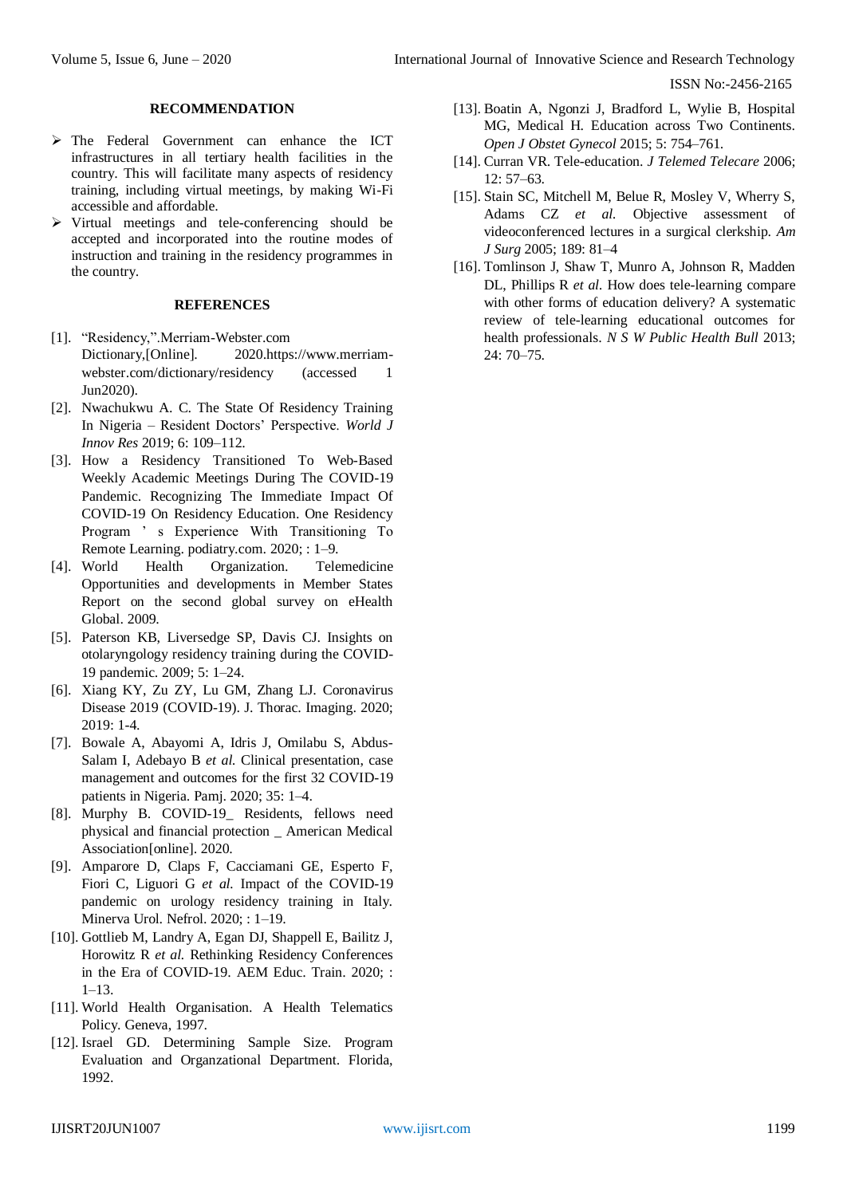## RECOMMENDATION

- ➢ The Federal Government can enhance the ICT infrastructures in all tertiary health facilities in the country. This will facilitate many aspects of residency training, including virtual meetings, by making Wi-Fi accessible and affordable.
- ➢ Virtual meetings and tele-conferencing should be accepted and incorporated into the routine modes of instruction and training in the residency programmes in the country.

## REFERENCES

[1]. "Residency,".Merriam-Webster.com Dictionary,[Online]. 2020.https://www.merriam-webster.com/dictionary/residency (accessed 1 Jun2020).

[2]. Nwachukwu A. C. The State Of Residency Training In Nigeria – Resident Doctors' Perspective. *World J Innov Res* 2019; 6: 109–112.

[3]. How a Residency Transitioned To Web-Based Weekly Academic Meetings During The COVID-19 Pandemic. Recognizing The Immediate Impact Of COVID-19 On Residency Education. One Residency Program ' s Experience With Transitioning To Remote Learning. podiatry.com. 2020; : 1–9.

[4]. World Health Organization. Telemedicine Opportunities and developments in Member States Report on the second global survey on eHealth Global. 2009.

[5]. Paterson KB, Liversedge SP, Davis CJ. Insights on otolaryngology residency training during the COVID-19 pandemic. 2009; 5: 1–24.

[6]. Xiang KY, Zu ZY, Lu GM, Zhang LJ. Coronavirus Disease 2019 (COVID-19). J. Thorac. Imaging. 2020; 2019: 1-4.

[7]. Bowale A, Abayomi A, Idris J, Omilabu S, Abdus-Salam I, Adebayo B *et al.* Clinical presentation, case management and outcomes for the first 32 COVID-19 patients in Nigeria. Pamj. 2020; 35: 1–4.

[8]. Murphy B. COVID-19_ Residents, fellows need physical and financial protection _ American Medical Association[online]. 2020.

[9]. Amparore D, Claps F, Cacciamani GE, Esperto F, Fiori C, Liguori G *et al.* Impact of the COVID-19 pandemic on urology residency training in Italy. Minerva Urol. Nefrol. 2020; : 1–19.

[10]. Gottlieb M, Landry A, Egan DJ, Shappell E, Bailitz J, Horowitz R *et al.* Rethinking Residency Conferences in the Era of COVID-19. AEM Educ. Train. 2020; : 1–13.

[11]. World Health Organisation. A Health Telematics Policy. Geneva, 1997.

[12]. Israel GD. Determining Sample Size. Program Evaluation and Organzational Department. Florida, 1992.

[13]. Boatin A, Ngonzi J, Bradford L, Wylie B, Hospital MG, Medical H. Education across Two Continents. *Open J Obstet Gynecol* 2015; 5: 754–761.

[14]. Curran VR. Tele-education. *J Telemed Telecare* 2006; 12: 57–63.

[15]. Stain SC, Mitchell M, Belue R, Mosley V, Wherry S, Adams CZ *et al.* Objective assessment of videoconferenced lectures in a surgical clerkship. *Am J Surg* 2005; 189: 81–4

[16]. Tomlinson J, Shaw T, Munro A, Johnson R, Madden DL, Phillips R *et al.* How does tele-learning compare with other forms of education delivery? A systematic review of tele-learning educational outcomes for health professionals. *N S W Public Health Bull* 2013; 24: 70–75.